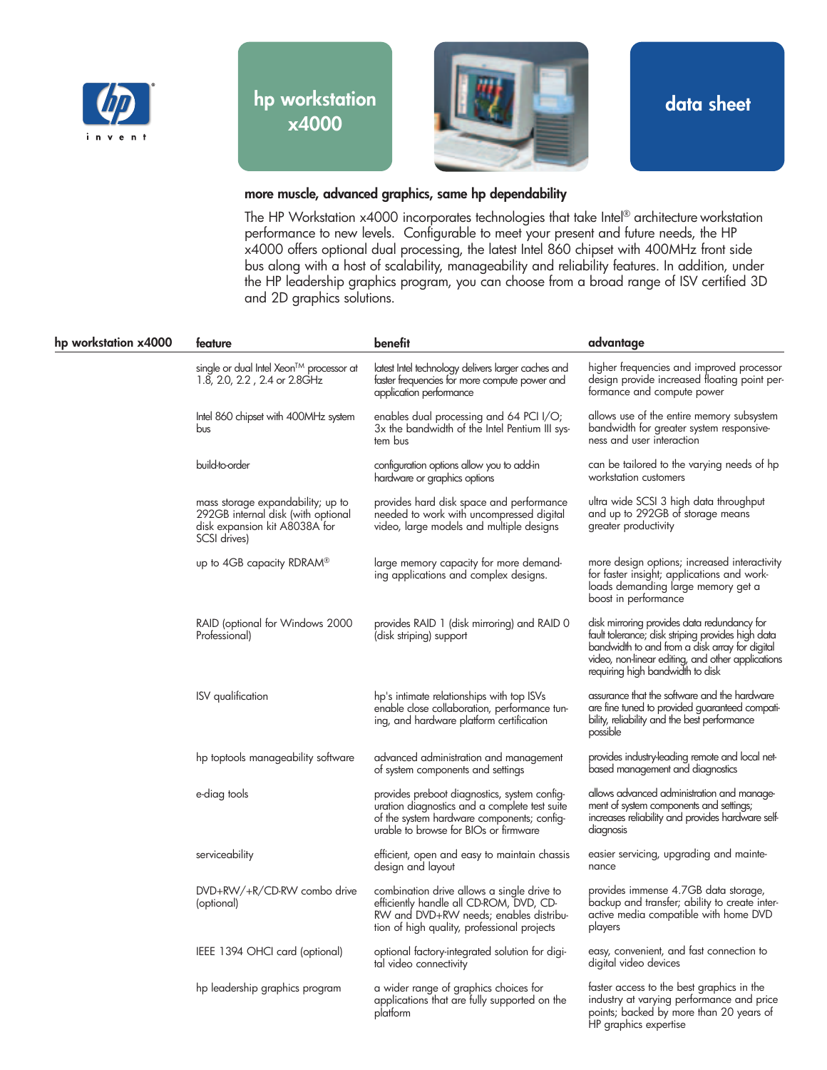# hp workstation x4000

## data sheet

### more muscle, advanced graphics, same hp dependability

The HP Workstation x4000 incorporates technologies that take Intel® architecture workstation performance to new levels. Configurable to meet your present and future needs, the HP x4000 offers optional dual processing, the latest Intel 860 chipset with 400MHz front side bus along with a host of scalability, manageability and reliability features. In addition, under the HP leadership graphics program, you can choose from a broad range of ISV certified 3D and 2D graphics solutions.

| hp workstation x4000 | feature | benefit | advantage |
|---|---|---|---|
| | single or dual Intel Xeon™ processor at 1.8, 2.0, 2.2 , 2.4 or 2.8GHz | latest Intel technology delivers larger caches and faster frequencies for more compute power and application performance | higher frequencies and improved processor design provide increased floating point performance and compute power |
| | Intel 860 chipset with 400MHz system bus | enables dual processing and 64 PCI I/O; 3x the bandwidth of the Intel Pentium III system bus | allows use of the entire memory subsystem bandwidth for greater system responsiveness and user interaction |
| | build-to-order | configuration options allow you to add-in hardware or graphics options | can be tailored to the varying needs of hp workstation customers |
| | mass storage expandability; up to 292GB internal disk (with optional disk expansion kit A8038A for SCSI drives) | provides hard disk space and performance needed to work with uncompressed digital video, large models and multiple designs | ultra wide SCSI 3 high data throughput and up to 292GB of storage means greater productivity |
| | up to 4GB capacity RDRAM® | large memory capacity for more demanding applications and complex designs. | more design options; increased interactivity for faster insight; applications and workloads demanding large memory get a boost in performance |
| | RAID (optional for Windows 2000 Professional) | provides RAID 1 (disk mirroring) and RAID 0 (disk striping) support | disk mirroring provides data redundancy for fault tolerance; disk striping provides high data bandwidth to and from a disk array for digital video, non-linear editing, and other applications requiring high bandwidth to disk |
| | ISV qualification | hp's intimate relationships with top ISVs enable close collaboration, performance tuning, and hardware platform certification | assurance that the software and the hardware are fine tuned to provided guaranteed compatibility, reliability and the best performance possible |
| | hp toptools manageability software | advanced administration and management of system components and settings | provides industry-leading remote and local net-based management and diagnostics |
| | e-diag tools | provides preboot diagnostics, system configuration diagnostics and a complete test suite of the system hardware components; configurable to browse for BIOs or firmware | allows advanced administration and management of system components and settings; increases reliability and provides hardware self-diagnosis |
| | serviceability | efficient, open and easy to maintain chassis design and layout | easier servicing, upgrading and maintenance |
| | DVD+RW/+R/CD-RW combo drive (optional) | combination drive allows a single drive to efficiently handle all CD-ROM, DVD, CD-RW and DVD+RW needs; enables distribution of high quality, professional projects | provides immense 4.7GB data storage, backup and transfer; ability to create interactive media compatible with home DVD players |
| | IEEE 1394 OHCI card (optional) | optional factory-integrated solution for digital video connectivity | easy, convenient, and fast connection to digital video devices |
| | hp leadership graphics program | a wider range of graphics choices for applications that are fully supported on the platform | faster access to the best graphics in the industry at varying performance and price points; backed by more than 20 years of HP graphics expertise |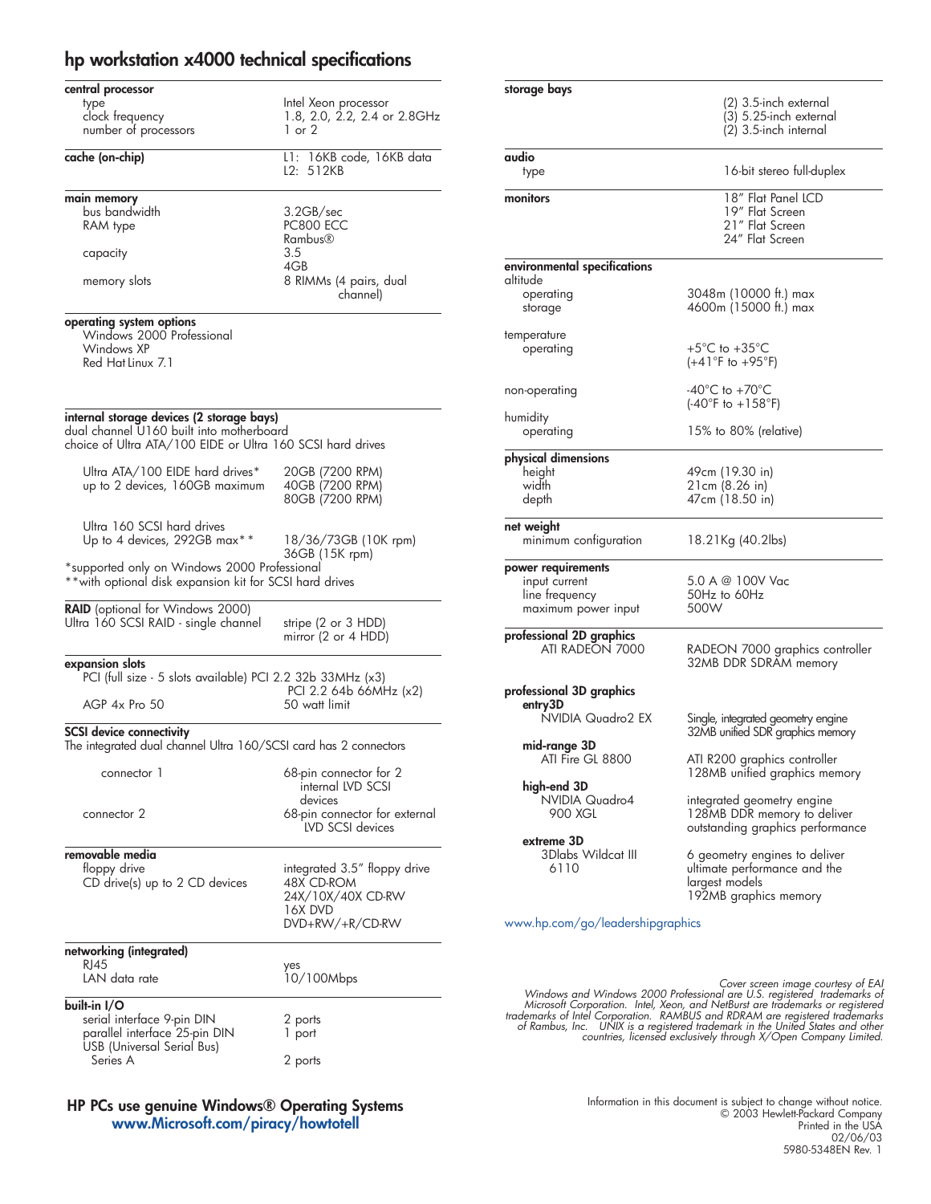# hp workstation x4000 technical specifications

| | |
|---|---|
| **central processor** | |
| type | Intel Xeon processor |
| clock frequency | 1.8, 2.0, 2.2, 2.4 or 2.8GHz |
| number of processors | 1 or 2 |
| **cache (on-chip)** | L1: 16KB code, 16KB data<br>L2: 512KB |
| **main memory** | |
| bus bandwidth | 3.2GB/sec |
| RAM type | PC800 ECC Rambus® |
| capacity | 3.5<br>4GB |
| memory slots | 8 RIMMs (4 pairs, dual channel) |

**operating system options**
- Windows 2000 Professional
- Windows XP
- Red Hat Linux 7.1

**internal storage devices (2 storage bays)**
dual channel U160 built into motherboard
choice of Ultra ATA/100 EIDE or Ultra 160 SCSI hard drives

| | |
|---|---|
| Ultra ATA/100 EIDE hard drives*<br>up to 2 devices, 160GB maximum | 20GB (7200 RPM)<br>40GB (7200 RPM)<br>80GB (7200 RPM) |
| Ultra 160 SCSI hard drives<br>Up to 4 devices, 292GB max** | 18/36/73GB (10K rpm)<br>36GB (15K rpm) |

*supported only on Windows 2000 Professional
**with optional disk expansion kit for SCSI hard drives

| | |
|---|---|
| **RAID** (optional for Windows 2000) | |
| Ultra 160 SCSI RAID - single channel | stripe (2 or 3 HDD)<br>mirror (2 or 4 HDD) |
| **expansion slots** | |
| PCI (full size - 5 slots available) | PCI 2.2 32b 33MHz (x3)<br>PCI 2.2 64b 66MHz (x2) |
| AGP 4x Pro 50 | 50 watt limit |

**SCSI device connectivity**
The integrated dual channel Ultra 160/SCSI card has 2 connectors

| | |
|---|---|
| connector 1 | 68-pin connector for 2 internal LVD SCSI devices |
| connector 2 | 68-pin connector for external LVD SCSI devices |
| **removable media** | |
| floppy drive | integrated 3.5″ floppy drive |
| CD drive(s) up to 2 CD devices | 48X CD-ROM<br>24X/10X/40X CD-RW<br>16X DVD<br>DVD+RW/+R/CD-RW |
| **networking (integrated)** | |
| RJ45 | yes |
| LAN data rate | 10/100Mbps |
| **built-in I/O** | |
| serial interface 9-pin DIN | 2 ports |
| parallel interface 25-pin DIN | 1 port |
| USB (Universal Serial Bus) Series A | 2 ports |

| | |
|---|---|
| **storage bays** | (2) 3.5-inch external<br>(3) 5.25-inch external<br>(2) 3.5-inch internal |
| **audio** | |
| type | 16-bit stereo full-duplex |
| **monitors** | 18″ Flat Panel LCD<br>19″ Flat Screen<br>21″ Flat Screen<br>24″ Flat Screen |
| **environmental specifications** | |
| altitude | |
| operating | 3048m (10000 ft.) max |
| storage | 4600m (15000 ft.) max |
| temperature | |
| operating | +5°C to +35°C<br>(+41°F to +95°F) |
| non-operating | -40°C to +70°C<br>(-40°F to +158°F) |
| humidity | |
| operating | 15% to 80% (relative) |
| **physical dimensions** | |
| height | 49cm (19.30 in) |
| width | 21cm (8.26 in) |
| depth | 47cm (18.50 in) |
| **net weight** | |
| minimum configuration | 18.21Kg (40.2lbs) |
| **power requirements** | |
| input current | 5.0 A @ 100V Vac |
| line frequency | 50Hz to 60Hz |
| maximum power input | 500W |
| **professional 2D graphics** | |
| ATI RADEON 7000 | RADEON 7000 graphics controller<br>32MB DDR SDRAM memory |
| **professional 3D graphics** | |
| **entry3D** NVIDIA Quadro2 EX | Single, integrated geometry engine<br>32MB unified SDR graphics memory |
| **mid-range 3D** ATI Fire GL 8800 | ATI R200 graphics controller<br>128MB unified graphics memory |
| **high-end 3D** NVIDIA Quadro4 900 XGL | integrated geometry engine<br>128MB DDR memory to deliver outstanding graphics performance |
| **extreme 3D** 3Dlabs Wildcat III 6110 | 6 geometry engines to deliver ultimate performance and the largest models<br>192MB graphics memory |

www.hp.com/go/leadershipgraphics

*Cover screen image courtesy of EAI*
*Windows and Windows 2000 Professional are U.S. registered trademarks of Microsoft Corporation. Intel, Xeon, and NetBurst are trademarks or registered trademarks of Intel Corporation. RAMBUS and RDRAM are registered trademarks of Rambus, Inc. UNIX is a registered trademark in the United States and other countries, licensed exclusively through X/Open Company Limited.*

**HP PCs use genuine Windows® Operating Systems**
**www.Microsoft.com/piracy/howtotell**

Information in this document is subject to change without notice.
© 2003 Hewlett-Packard Company
Printed in the USA
02/06/03
5980-5348EN Rev. 1